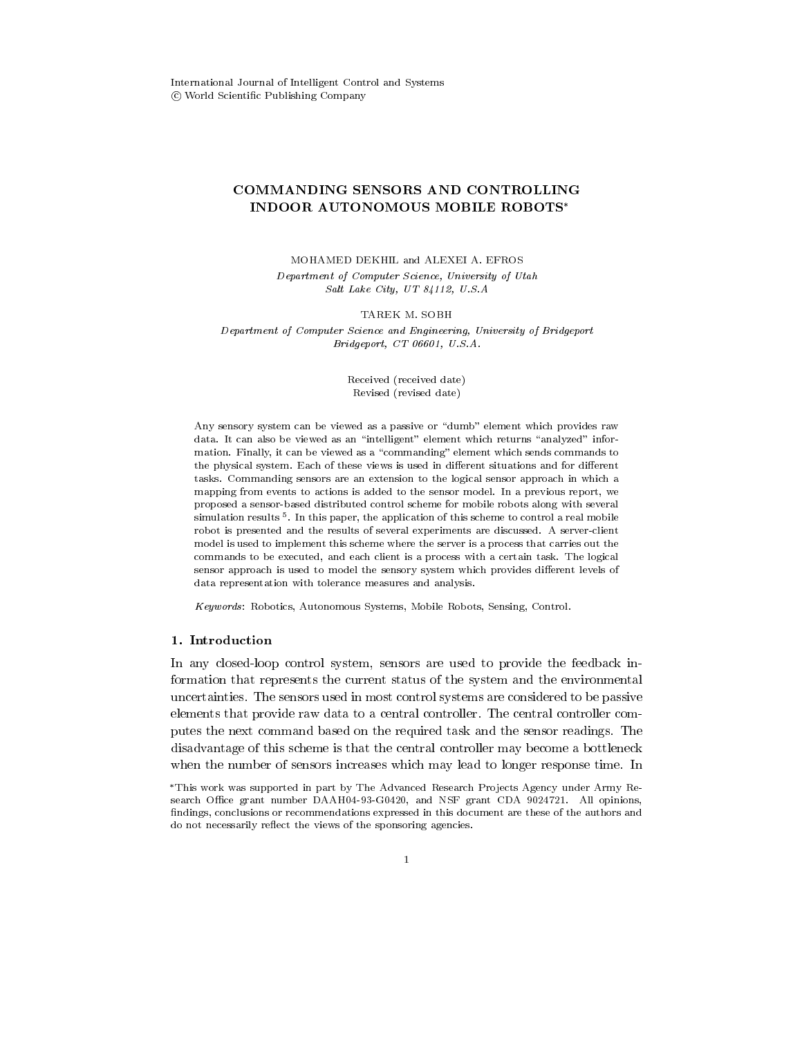International Journal of Intelligent Control and Systems
© World Scientific Publishing Company

# COMMANDING SENSORS AND CONTROLLING INDOOR AUTONOMOUS MOBILE ROBOTS*

MOHAMED DEKHIL and ALEXEI A. EFROS

*Department of Computer Science, University of Utah*
*Salt Lake City, UT 84112, U.S.A*

TAREK M. SOBH

*Department of Computer Science and Engineering, University of Bridgeport*
*Bridgeport, CT 06601, U.S.A.*

Received (received date)
Revised (revised date)

Any sensory system can be viewed as a passive or "dumb" element which provides raw data. It can also be viewed as an "intelligent" element which returns "analyzed" information. Finally, it can be viewed as a "commanding" element which sends commands to the physical system. Each of these views is used in different situations and for different tasks. Commanding sensors are an extension to the logical sensor approach in which a mapping from events to actions is added to the sensor model. In a previous report, we proposed a sensor-based distributed control scheme for mobile robots along with several simulation results [5]. In this paper, the application of this scheme to control a real mobile robot is presented and the results of several experiments are discussed. A server-client model is used to implement this scheme where the server is a process that carries out the commands to be executed, and each client is a process with a certain task. The logical sensor approach is used to model the sensory system which provides different levels of data representation with tolerance measures and analysis.

*Keywords*: Robotics, Autonomous Systems, Mobile Robots, Sensing, Control.

## 1. Introduction

In any closed-loop control system, sensors are used to provide the feedback information that represents the current status of the system and the environmental uncertainties. The sensors used in most control systems are considered to be passive elements that provide raw data to a central controller. The central controller computes the next command based on the required task and the sensor readings. The disadvantage of this scheme is that the central controller may become a bottleneck when the number of sensors increases which may lead to longer response time. In

*This work was supported in part by The Advanced Research Projects Agency under Army Research Office grant number DAAH04-93-G0420, and NSF grant CDA 9024721. All opinions, findings, conclusions or recommendations expressed in this document are these of the authors and do not necessarily reflect the views of the sponsoring agencies.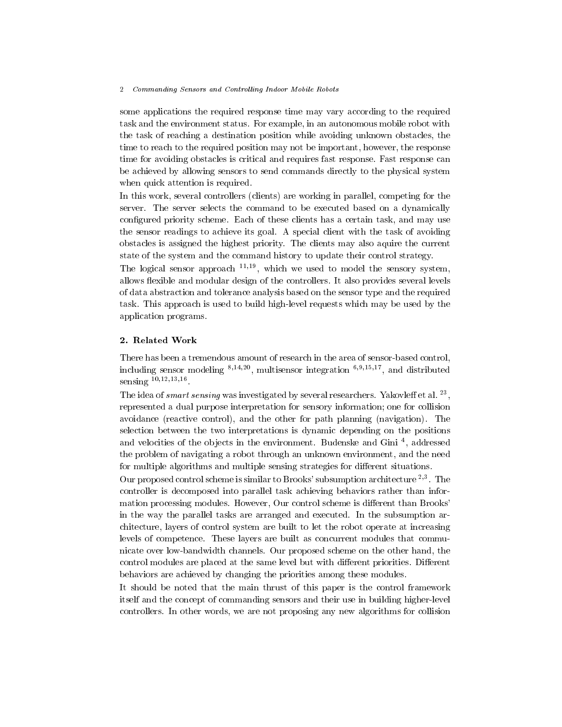some applications the required response time may vary according to the required task and the environment status. For example, in an autonomous mobile robot with the task of reaching a destination position while avoiding unknown obstacles, the time to reach to the required position may not be important, however, the response time for avoiding obstacles is critical and requires fast response. Fast response can be achieved by allowing sensors to send commands directly to the physical system when quick attention is required.

In this work, several controllers (clients) are working in parallel, competing for the server. The server selects the command to be executed based on a dynamically configured priority scheme. Each of these clients has a certain task, and may use the sensor readings to achieve its goal. A special client with the task of avoiding obstacles is assigned the highest priority. The clients may also aquire the current state of the system and the command history to update their control strategy.

The logical sensor approach [11,19], which we used to model the sensory system, allows flexible and modular design of the controllers. It also provides several levels of data abstraction and tolerance analysis based on the sensor type and the required task. This approach is used to build high-level requests which may be used by the application programs.

## 2. Related Work

There has been a tremendous amount of research in the area of sensor-based control, including sensor modeling [8,14,20], multisensor integration [6,9,15,17], and distributed sensing [10,12,13,16].

The idea of *smart sensing* was investigated by several researchers. Yakovleff et al. [23], represented a dual purpose interpretation for sensory information; one for collision avoidance (reactive control), and the other for path planning (navigation). The selection between the two interpretations is dynamic depending on the positions and velocities of the objects in the environment. Budenske and Gini [4], addressed the problem of navigating a robot through an unknown environment, and the need for multiple algorithms and multiple sensing strategies for different situations.

Our proposed control scheme is similar to Brooks' subsumption architecture [2,3]. The controller is decomposed into parallel task achieving behaviors rather than information processing modules. However, Our control scheme is different than Brooks' in the way the parallel tasks are arranged and executed. In the subsumption architecture, layers of control system are built to let the robot operate at increasing levels of competence. These layers are built as concurrent modules that communicate over low-bandwidth channels. Our proposed scheme on the other hand, the control modules are placed at the same level but with different priorities. Different behaviors are achieved by changing the priorities among these modules.

It should be noted that the main thrust of this paper is the control framework itself and the concept of commanding sensors and their use in building higher-level controllers. In other words, we are not proposing any new algorithms for collision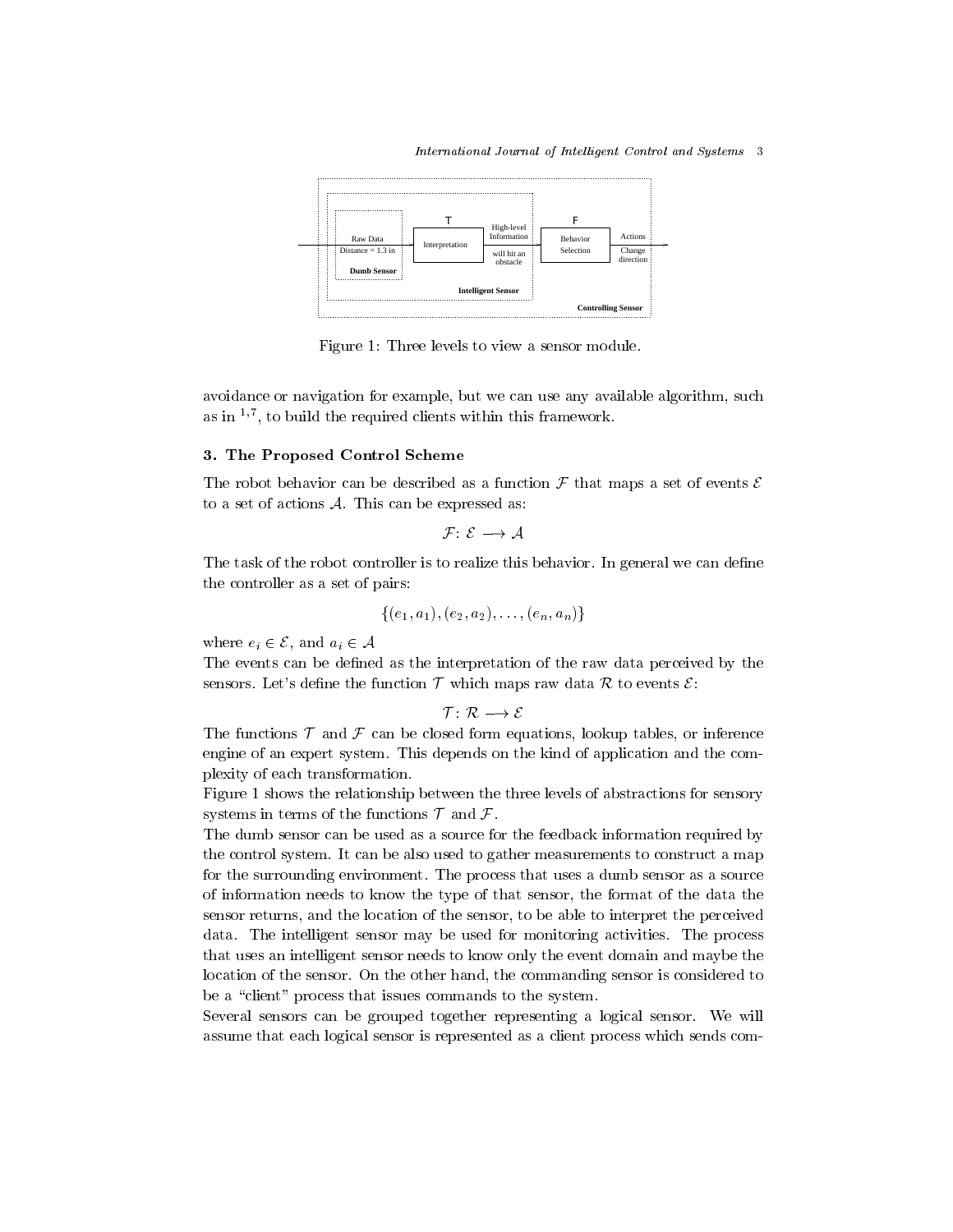T

F

High-level Information

will hit an obstacle

Raw Data

Distance = 1.3 in

Dumb Sensor

Interpretation

Behavior Selection

Actions

Change direction

Intelligent Sensor

Controlling Sensor

Figure 1: Three levels to view a sensor module.

avoidance or navigation for example, but we can use any available algorithm, such as in [1,7], to build the required clients within this framework.

### 3. The Proposed Control Scheme

The robot behavior can be described as a function $\mathcal{F}$ that maps a set of events $\mathcal{E}$ to a set of actions $\mathcal{A}$. This can be expressed as:

$$\mathcal{F}\colon \mathcal{E} \longrightarrow \mathcal{A}$$

The task of the robot controller is to realize this behavior. In general we can define the controller as a set of pairs:

$$\{(e_1, a_1), (e_2, a_2), \ldots, (e_n, a_n)\}$$

where $e_i \in \mathcal{E}$, and $a_i \in \mathcal{A}$

The events can be defined as the interpretation of the raw data perceived by the sensors. Let's define the function $\mathcal{T}$ which maps raw data $\mathcal{R}$ to events $\mathcal{E}$:

$$\mathcal{T}\colon \mathcal{R} \longrightarrow \mathcal{E}$$

The functions $\mathcal{T}$ and $\mathcal{F}$ can be closed form equations, lookup tables, or inference engine of an expert system. This depends on the kind of application and the complexity of each transformation.

Figure 1 shows the relationship between the three levels of abstractions for sensory systems in terms of the functions $\mathcal{T}$ and $\mathcal{F}$.

The dumb sensor can be used as a source for the feedback information required by the control system. It can be also used to gather measurements to construct a map for the surrounding environment. The process that uses a dumb sensor as a source of information needs to know the type of that sensor, the format of the data the sensor returns, and the location of the sensor, to be able to interpret the perceived data. The intelligent sensor may be used for monitoring activities. The process that uses an intelligent sensor needs to know only the event domain and maybe the location of the sensor. On the other hand, the commanding sensor is considered to be a "client" process that issues commands to the system.

Several sensors can be grouped together representing a logical sensor. We will assume that each logical sensor is represented as a client process which sends com-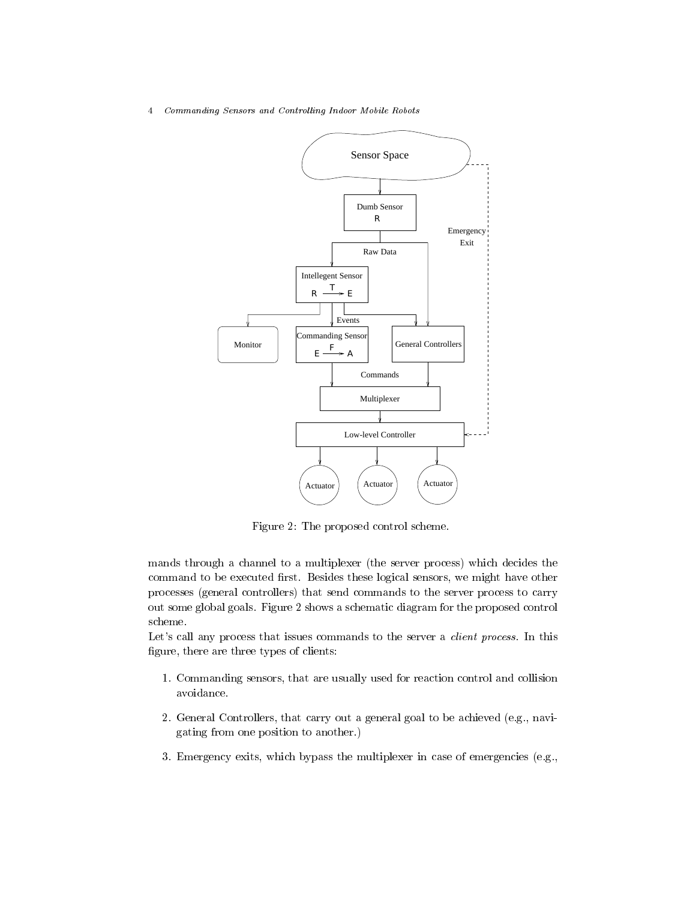Sensor Space

Dumb Sensor
R

Emergency
Exit

Raw Data

Intellegent Sensor
R $\xrightarrow{T}$ E

Events

Monitor

Commanding Sensor
E $\xrightarrow{F}$ A

General Controllers

Commands

Multiplexer

Low-level Controller

Actuator

Actuator

Actuator

Figure 2: The proposed control scheme.

mands through a channel to a multiplexer (the server process) which decides the command to be executed first. Besides these logical sensors, we might have other processes (general controllers) that send commands to the server process to carry out some global goals. Figure 2 shows a schematic diagram for the proposed control scheme.

Let's call any process that issues commands to the server a *client process*. In this figure, there are three types of clients:

1. Commanding sensors, that are usually used for reaction control and collision avoidance.

2. General Controllers, that carry out a general goal to be achieved (e.g., navigating from one position to another.)

3. Emergency exits, which bypass the multiplexer in case of emergencies (e.g.,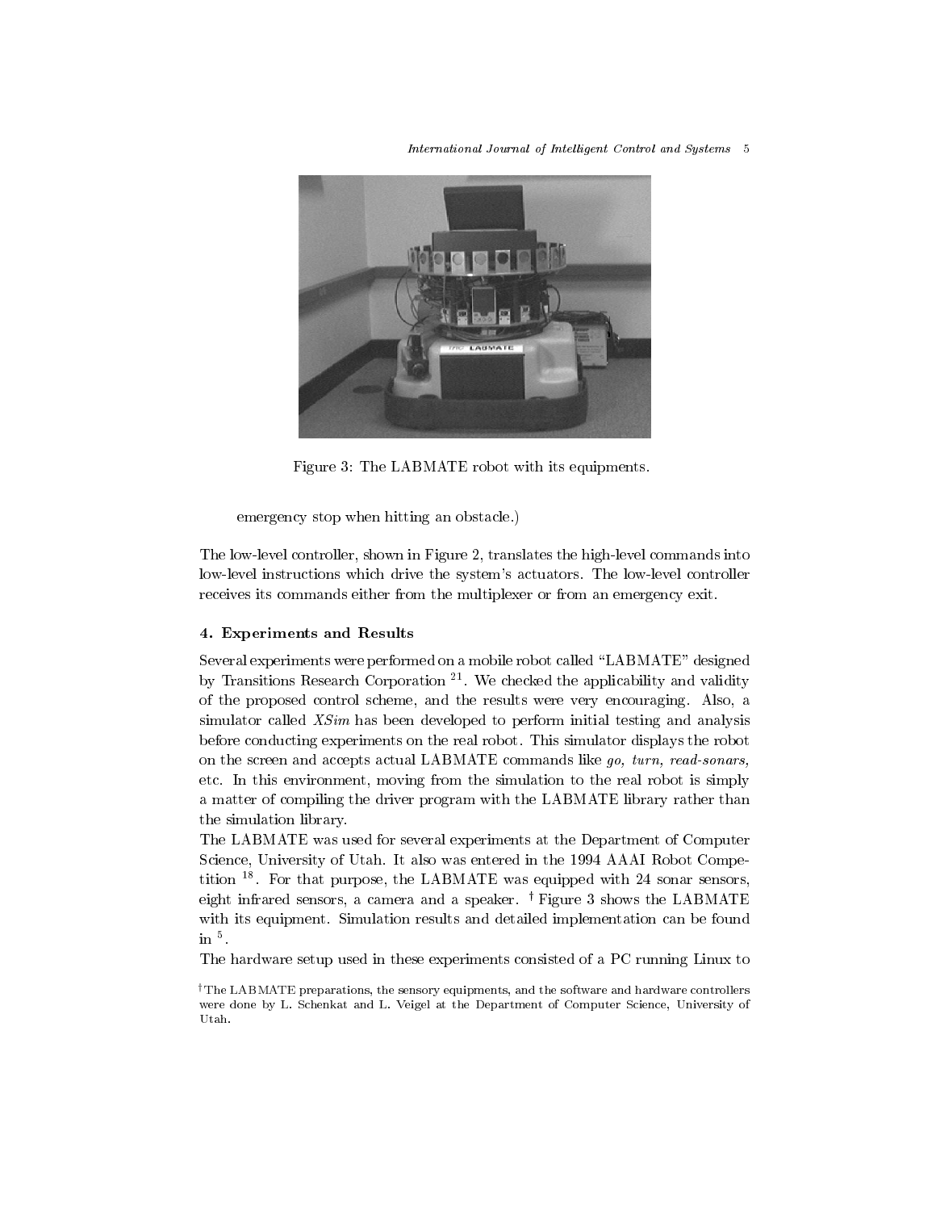Figure 3: The LABMATE robot with its equipments.

emergency stop when hitting an obstacle.)

The low-level controller, shown in Figure 2, translates the high-level commands into low-level instructions which drive the system's actuators. The low-level controller receives its commands either from the multiplexer or from an emergency exit.

## 4. Experiments and Results

Several experiments were performed on a mobile robot called "LABMATE" designed by Transitions Research Corporation [21]. We checked the applicability and validity of the proposed control scheme, and the results were very encouraging. Also, a simulator called *XSim* has been developed to perform initial testing and analysis before conducting experiments on the real robot. This simulator displays the robot on the screen and accepts actual LABMATE commands like *go, turn, read-sonars,* etc. In this environment, moving from the simulation to the real robot is simply a matter of compiling the driver program with the LABMATE library rather than the simulation library.

The LABMATE was used for several experiments at the Department of Computer Science, University of Utah. It also was entered in the 1994 AAAI Robot Competition [18]. For that purpose, the LABMATE was equipped with 24 sonar sensors, eight infrared sensors, a camera and a speaker. [†] Figure 3 shows the LABMATE with its equipment. Simulation results and detailed implementation can be found in [5].

The hardware setup used in these experiments consisted of a PC running Linux to

[†] The LABMATE preparations, the sensory equipments, and the software and hardware controllers were done by L. Schenkat and L. Veigel at the Department of Computer Science, University of Utah.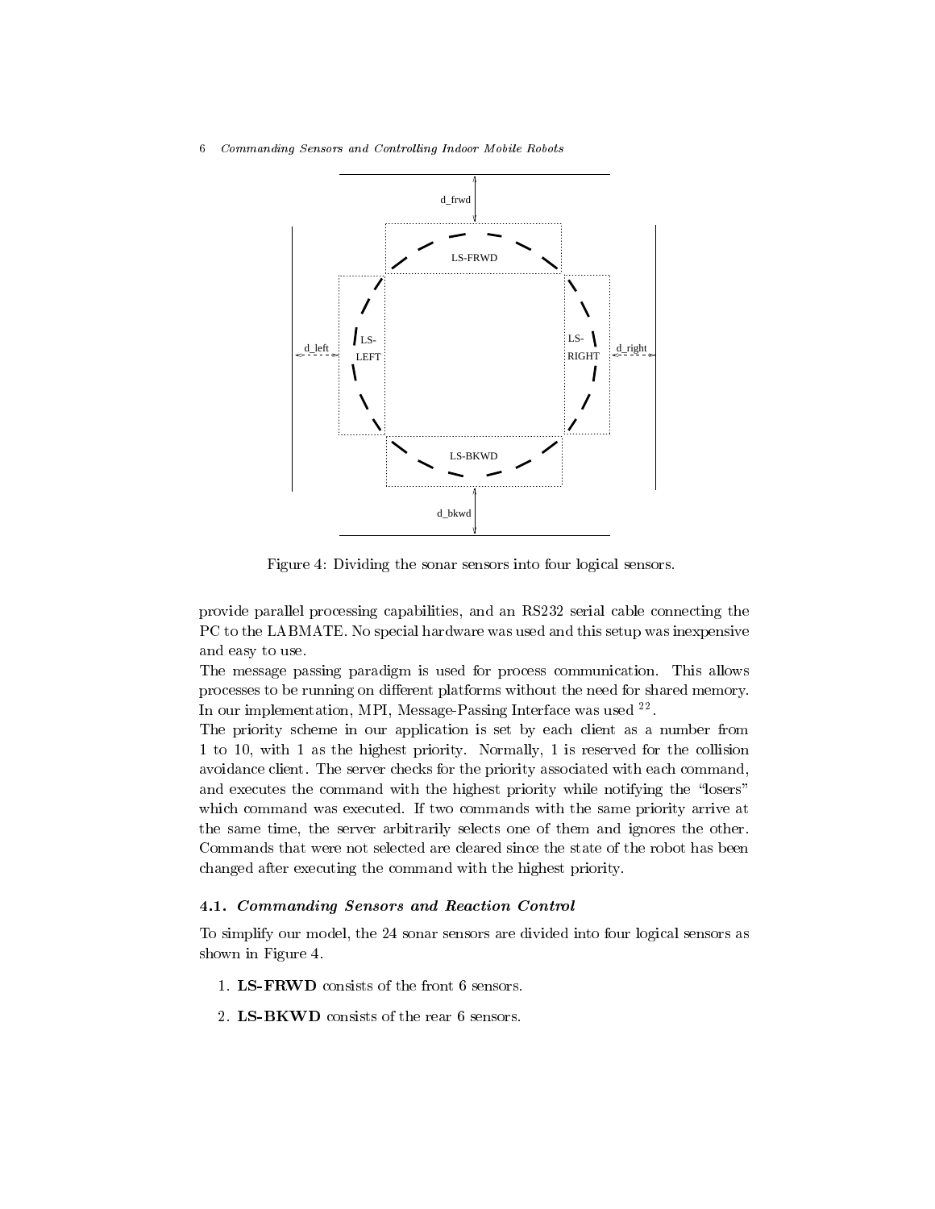d_frwd

LS-FRWD

LS-LEFT

d_left

LS-RIGHT

d_right

LS-BKWD

d_bkwd

Figure 4: Dividing the sonar sensors into four logical sensors.

provide parallel processing capabilities, and an RS232 serial cable connecting the PC to the LABMATE. No special hardware was used and this setup was inexpensive and easy to use.

The message passing paradigm is used for process communication. This allows processes to be running on different platforms without the need for shared memory. In our implementation, MPI, Message-Passing Interface was used [22].

The priority scheme in our application is set by each client as a number from 1 to 10, with 1 as the highest priority. Normally, 1 is reserved for the collision avoidance client. The server checks for the priority associated with each command, and executes the command with the highest priority while notifying the "losers" which command was executed. If two commands with the same priority arrive at the same time, the server arbitrarily selects one of them and ignores the other. Commands that were not selected are cleared since the state of the robot has been changed after executing the command with the highest priority.

### 4.1. *Commanding Sensors and Reaction Control*

To simplify our model, the 24 sonar sensors are divided into four logical sensors as shown in Figure 4.

1. **LS-FRWD** consists of the front 6 sensors.
2. **LS-BKWD** consists of the rear 6 sensors.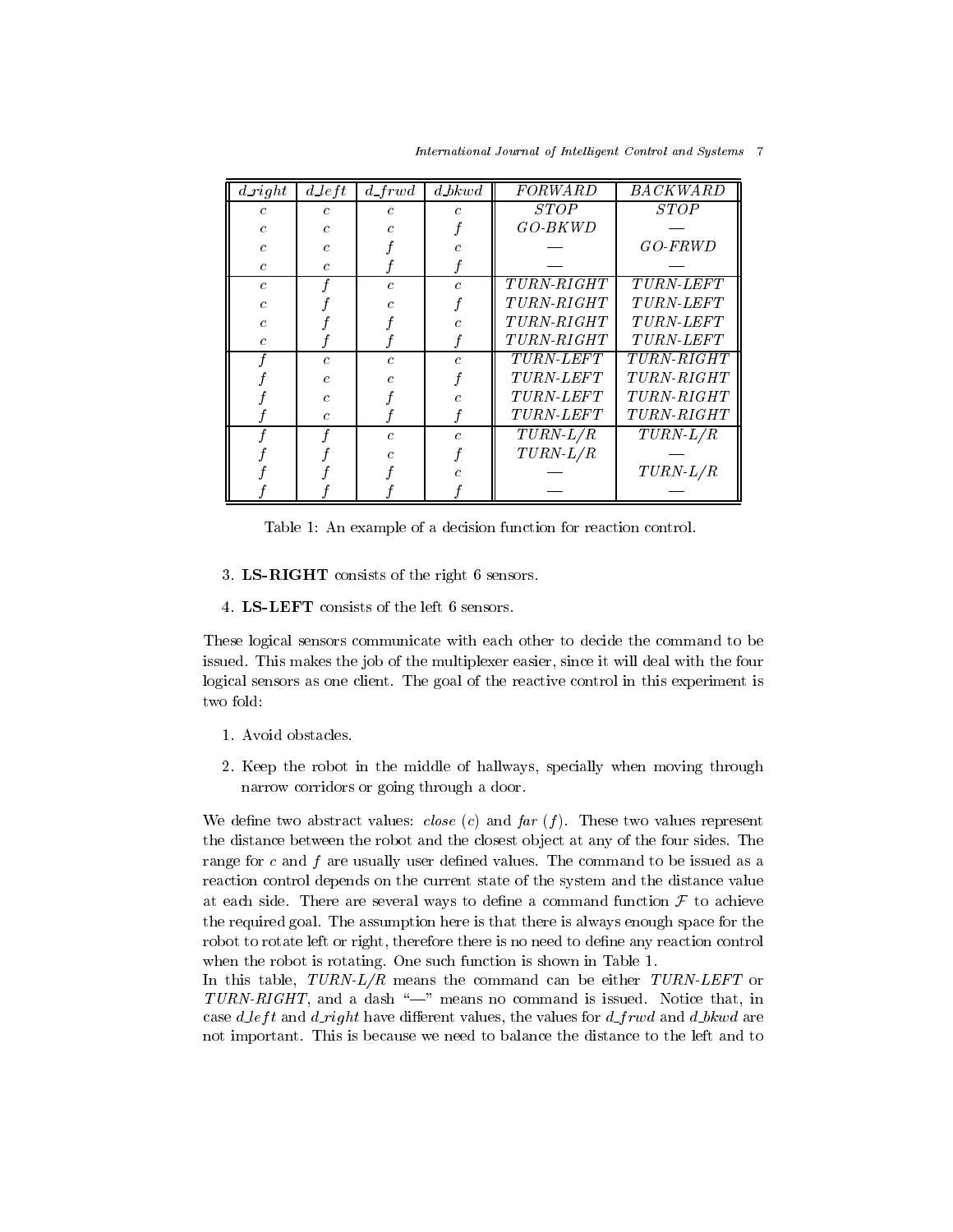| $d\_right$ | $d\_left$ | $d\_frwd$ | $d\_bkwd$ | *FORWARD* | *BACKWARD* |
| --- | --- | --- | --- | --- | --- |
| $c$ | $c$ | $c$ | $c$ | *STOP* | *STOP* |
| $c$ | $c$ | $c$ | $f$ | *GO-BKWD* | — |
| $c$ | $c$ | $f$ | $c$ | — | *GO-FRWD* |
| $c$ | $c$ | $f$ | $f$ | — | — |
| $c$ | $f$ | $c$ | $c$ | *TURN-RIGHT* | *TURN-LEFT* |
| $c$ | $f$ | $c$ | $f$ | *TURN-RIGHT* | *TURN-LEFT* |
| $c$ | $f$ | $f$ | $c$ | *TURN-RIGHT* | *TURN-LEFT* |
| $c$ | $f$ | $f$ | $f$ | *TURN-RIGHT* | *TURN-LEFT* |
| $f$ | $c$ | $c$ | $c$ | *TURN-LEFT* | *TURN-RIGHT* |
| $f$ | $c$ | $c$ | $f$ | *TURN-LEFT* | *TURN-RIGHT* |
| $f$ | $c$ | $f$ | $c$ | *TURN-LEFT* | *TURN-RIGHT* |
| $f$ | $c$ | $f$ | $f$ | *TURN-LEFT* | *TURN-RIGHT* |
| $f$ | $f$ | $c$ | $c$ | *TURN-L/R* | *TURN-L/R* |
| $f$ | $f$ | $c$ | $f$ | *TURN-L/R* | — |
| $f$ | $f$ | $f$ | $c$ | — | *TURN-L/R* |
| $f$ | $f$ | $f$ | $f$ | — | — |

Table 1: An example of a decision function for reaction control.

3. **LS-RIGHT** consists of the right 6 sensors.
4. **LS-LEFT** consists of the left 6 sensors.

These logical sensors communicate with each other to decide the command to be issued. This makes the job of the multiplexer easier, since it will deal with the four logical sensors as one client. The goal of the reactive control in this experiment is two fold:

1. Avoid obstacles.
2. Keep the robot in the middle of hallways, specially when moving through narrow corridors or going through a door.

We define two abstract values: *close* ($c$) and *far* ($f$). These two values represent the distance between the robot and the closest object at any of the four sides. The range for $c$ and $f$ are usually user defined values. The command to be issued as a reaction control depends on the current state of the system and the distance value at each side. There are several ways to define a command function $\mathcal{F}$ to achieve the required goal. The assumption here is that there is always enough space for the robot to rotate left or right, therefore there is no need to define any reaction control when the robot is rotating. One such function is shown in Table 1.

In this table, *TURN-L/R* means the command can be either *TURN-LEFT* or *TURN-RIGHT*, and a dash "—" means no command is issued. Notice that, in case $d\_left$ and $d\_right$ have different values, the values for $d\_frwd$ and $d\_bkwd$ are not important. This is because we need to balance the distance to the left and to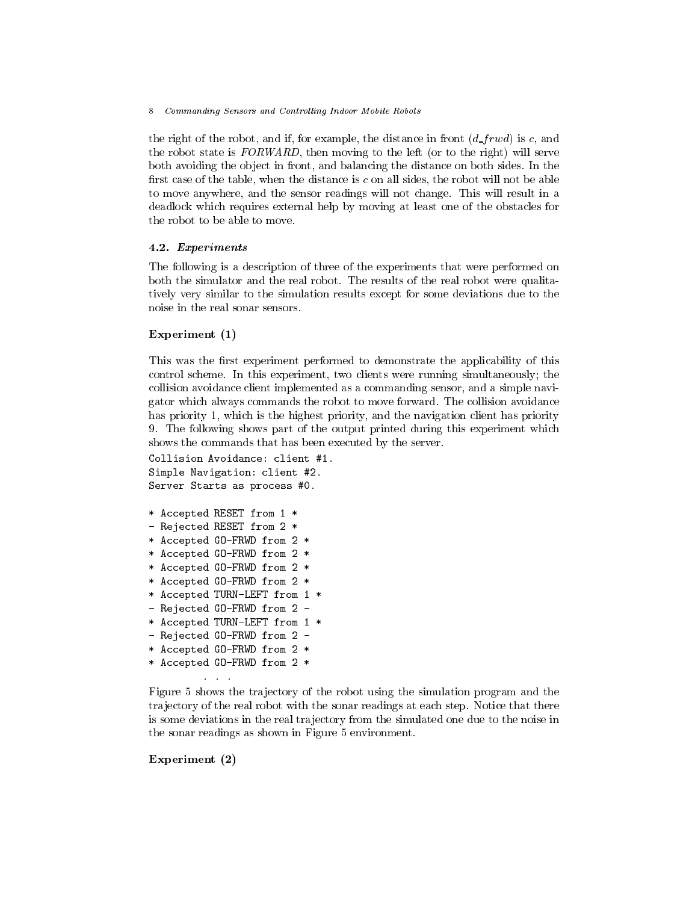the right of the robot, and if, for example, the distance in front ($d\_frwd$) is $c$, and the robot state is *FORWARD*, then moving to the left (or to the right) will serve both avoiding the object in front, and balancing the distance on both sides. In the first case of the table, when the distance is $c$ on all sides, the robot will not be able to move anywhere, and the sensor readings will not change. This will result in a deadlock which requires external help by moving at least one of the obstacles for the robot to be able to move.

### 4.2. *Experiments*

The following is a description of three of the experiments that were performed on both the simulator and the real robot. The results of the real robot were qualitatively very similar to the simulation results except for some deviations due to the noise in the real sonar sensors.

**Experiment (1)**

This was the first experiment performed to demonstrate the applicability of this control scheme. In this experiment, two clients were running simultaneously; the collision avoidance client implemented as a commanding sensor, and a simple navigator which always commands the robot to move forward. The collision avoidance has priority 1, which is the highest priority, and the navigation client has priority 9. The following shows part of the output printed during this experiment which shows the commands that has been executed by the server.

```
Collision Avoidance: client #1.
Simple Navigation: client #2.
Server Starts as process #0.

* Accepted RESET from 1 *
- Rejected RESET from 2 *
* Accepted GO-FRWD from 2 *
* Accepted GO-FRWD from 2 *
* Accepted GO-FRWD from 2 *
* Accepted GO-FRWD from 2 *
* Accepted TURN-LEFT from 1 *
- Rejected GO-FRWD from 2 -
* Accepted TURN-LEFT from 1 *
- Rejected GO-FRWD from 2 -
* Accepted GO-FRWD from 2 *
* Accepted GO-FRWD from 2 *
        . . .
```

Figure 5 shows the trajectory of the robot using the simulation program and the trajectory of the real robot with the sonar readings at each step. Notice that there is some deviations in the real trajectory from the simulated one due to the noise in the sonar readings as shown in Figure 5 environment.

**Experiment (2)**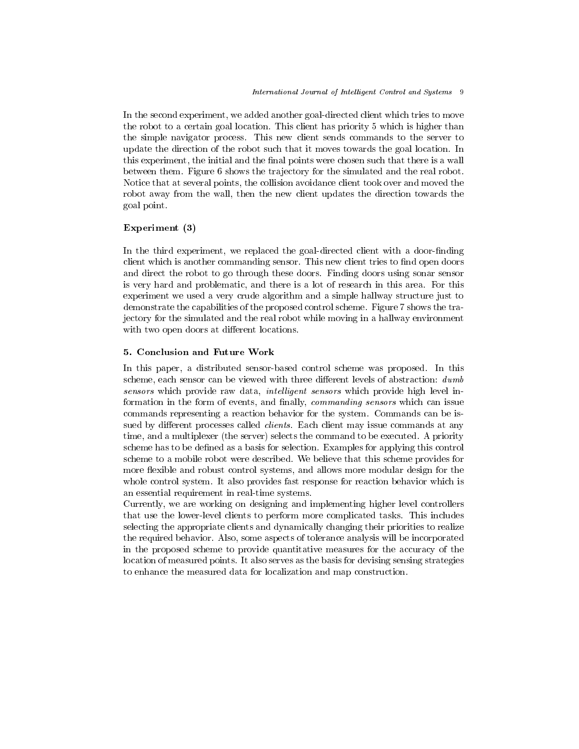In the second experiment, we added another goal-directed client which tries to move the robot to a certain goal location. This client has priority 5 which is higher than the simple navigator process. This new client sends commands to the server to update the direction of the robot such that it moves towards the goal location. In this experiment, the initial and the final points were chosen such that there is a wall between them. Figure 6 shows the trajectory for the simulated and the real robot. Notice that at several points, the collision avoidance client took over and moved the robot away from the wall, then the new client updates the direction towards the goal point.

### Experiment (3)

In the third experiment, we replaced the goal-directed client with a door-finding client which is another commanding sensor. This new client tries to find open doors and direct the robot to go through these doors. Finding doors using sonar sensor is very hard and problematic, and there is a lot of research in this area. For this experiment we used a very crude algorithm and a simple hallway structure just to demonstrate the capabilities of the proposed control scheme. Figure 7 shows the trajectory for the simulated and the real robot while moving in a hallway environment with two open doors at different locations.

## 5. Conclusion and Future Work

In this paper, a distributed sensor-based control scheme was proposed. In this scheme, each sensor can be viewed with three different levels of abstraction: *dumb sensors* which provide raw data, *intelligent sensors* which provide high level information in the form of events, and finally, *commanding sensors* which can issue commands representing a reaction behavior for the system. Commands can be issued by different processes called *clients*. Each client may issue commands at any time, and a multiplexer (the server) selects the command to be executed. A priority scheme has to be defined as a basis for selection. Examples for applying this control scheme to a mobile robot were described. We believe that this scheme provides for more flexible and robust control systems, and allows more modular design for the whole control system. It also provides fast response for reaction behavior which is an essential requirement in real-time systems.

Currently, we are working on designing and implementing higher level controllers that use the lower-level clients to perform more complicated tasks. This includes selecting the appropriate clients and dynamically changing their priorities to realize the required behavior. Also, some aspects of tolerance analysis will be incorporated in the proposed scheme to provide quantitative measures for the accuracy of the location of measured points. It also serves as the basis for devising sensing strategies to enhance the measured data for localization and map construction.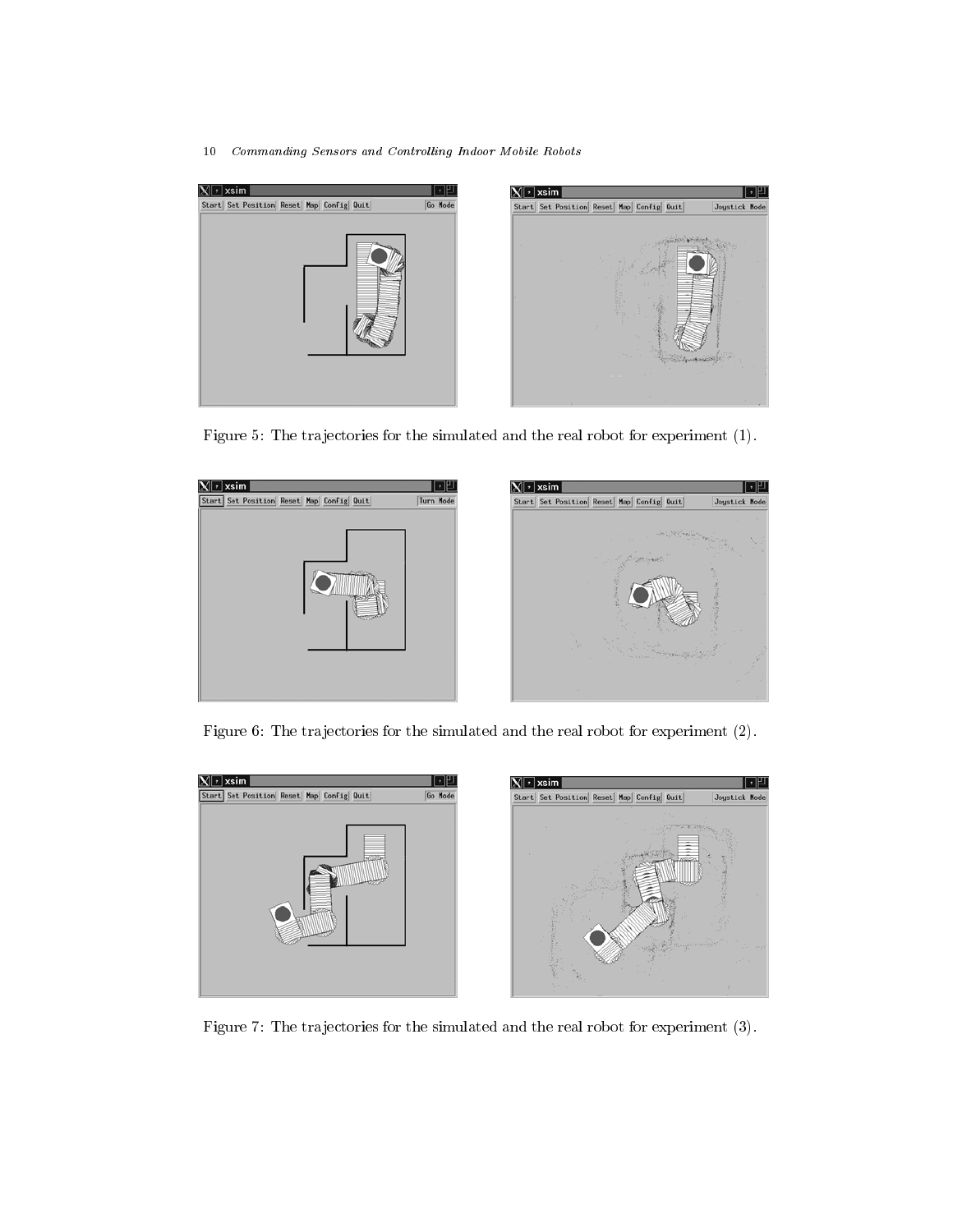Start Set Position Reset Map Config Quit Go Mode

Start Set Position Reset Map Config Quit Joystick Mode

Figure 5: The trajectories for the simulated and the real robot for experiment (1).

Start Set Position Reset Map Config Quit Turn Mode

Start Set Position Reset Map Config Quit Joystick Mode

Figure 6: The trajectories for the simulated and the real robot for experiment (2).

Start Set Position Reset Map Config Quit Go Mode

Start Set Position Reset Map Config Quit Joystick Mode

Figure 7: The trajectories for the simulated and the real robot for experiment (3).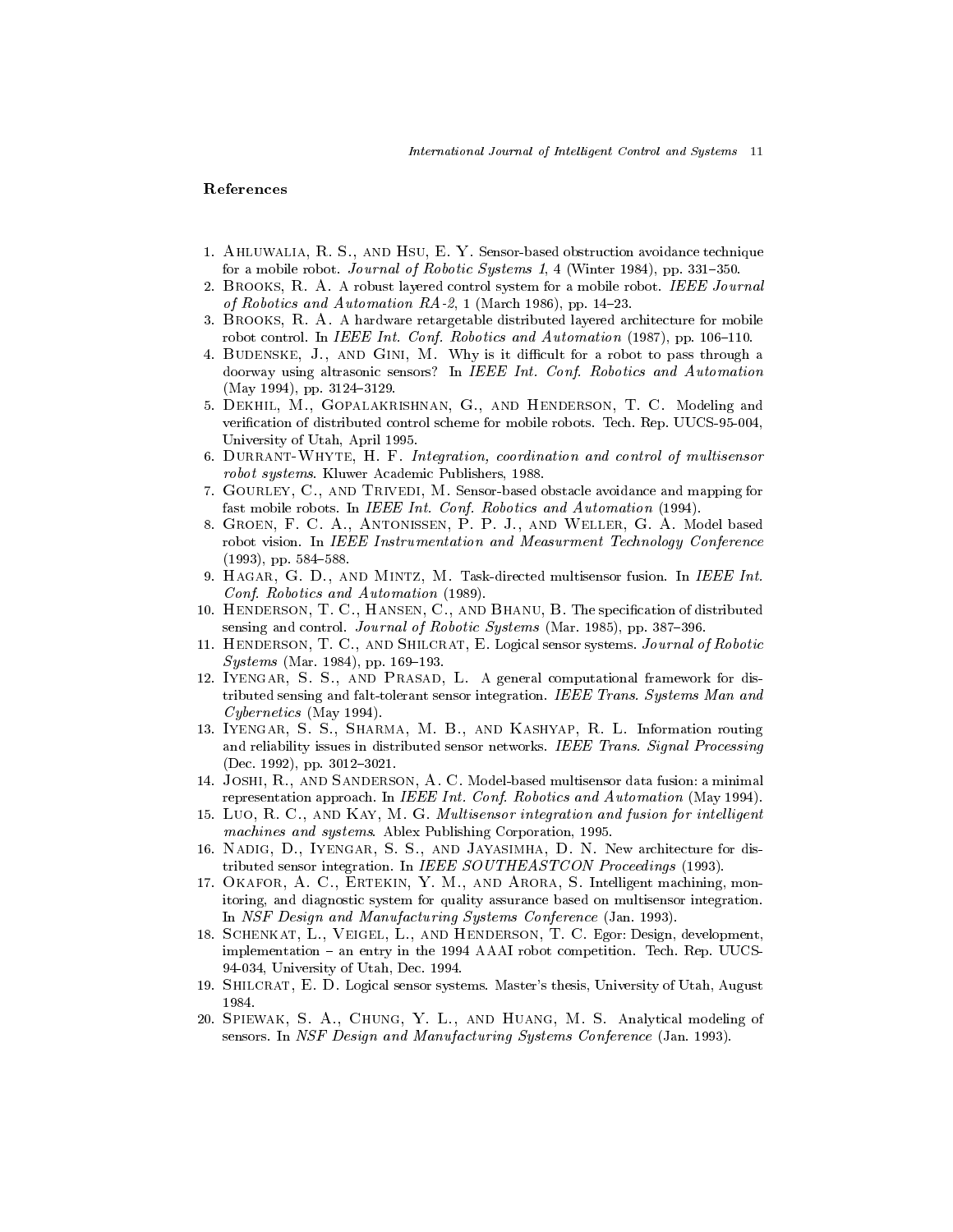## References

1. Ahluwalia, R. S., and Hsu, E. Y. Sensor-based obstruction avoidance technique for a mobile robot. *Journal of Robotic Systems 1*, 4 (Winter 1984), pp. 331–350.
2. Brooks, R. A. A robust layered control system for a mobile robot. *IEEE Journal of Robotics and Automation RA-2*, 1 (March 1986), pp. 14–23.
3. Brooks, R. A. A hardware retargetable distributed layered architecture for mobile robot control. In *IEEE Int. Conf. Robotics and Automation* (1987), pp. 106–110.
4. Budenske, J., and Gini, M. Why is it difficult for a robot to pass through a doorway using altrasonic sensors? In *IEEE Int. Conf. Robotics and Automation* (May 1994), pp. 3124–3129.
5. Dekhil, M., Gopalakrishnan, G., and Henderson, T. C. Modeling and verification of distributed control scheme for mobile robots. Tech. Rep. UUCS-95-004, University of Utah, April 1995.
6. Durrant-Whyte, H. F. *Integration, coordination and control of multisensor robot systems*. Kluwer Academic Publishers, 1988.
7. Gourley, C., and Trivedi, M. Sensor-based obstacle avoidance and mapping for fast mobile robots. In *IEEE Int. Conf. Robotics and Automation* (1994).
8. Groen, F. C. A., Antonissen, P. P. J., and Weller, G. A. Model based robot vision. In *IEEE Instrumentation and Measurment Technology Conference* (1993), pp. 584–588.
9. Hagar, G. D., and Mintz, M. Task-directed multisensor fusion. In *IEEE Int. Conf. Robotics and Automation* (1989).
10. Henderson, T. C., Hansen, C., and Bhanu, B. The specification of distributed sensing and control. *Journal of Robotic Systems* (Mar. 1985), pp. 387–396.
11. Henderson, T. C., and Shilcrat, E. Logical sensor systems. *Journal of Robotic Systems* (Mar. 1984), pp. 169–193.
12. Iyengar, S. S., and Prasad, L. A general computational framework for distributed sensing and falt-tolerant sensor integration. *IEEE Trans. Systems Man and Cybernetics* (May 1994).
13. Iyengar, S. S., Sharma, M. B., and Kashyap, R. L. Information routing and reliability issues in distributed sensor networks. *IEEE Trans. Signal Processing* (Dec. 1992), pp. 3012–3021.
14. Joshi, R., and Sanderson, A. C. Model-based multisensor data fusion: a minimal representation approach. In *IEEE Int. Conf. Robotics and Automation* (May 1994).
15. Luo, R. C., and Kay, M. G. *Multisensor integration and fusion for intelligent machines and systems*. Ablex Publishing Corporation, 1995.
16. Nadig, D., Iyengar, S. S., and Jayasimha, D. N. New architecture for distributed sensor integration. In *IEEE SOUTHEASTCON Proceedings* (1993).
17. Okafor, A. C., Ertekin, Y. M., and Arora, S. Intelligent machining, monitoring, and diagnostic system for quality assurance based on multisensor integration. In *NSF Design and Manufacturing Systems Conference* (Jan. 1993).
18. Schenkat, L., Veigel, L., and Henderson, T. C. Egor: Design, development, implementation – an entry in the 1994 AAAI robot competition. Tech. Rep. UUCS-94-034, University of Utah, Dec. 1994.
19. Shilcrat, E. D. Logical sensor systems. Master's thesis, University of Utah, August 1984.
20. Spiewak, S. A., Chung, Y. L., and Huang, M. S. Analytical modeling of sensors. In *NSF Design and Manufacturing Systems Conference* (Jan. 1993).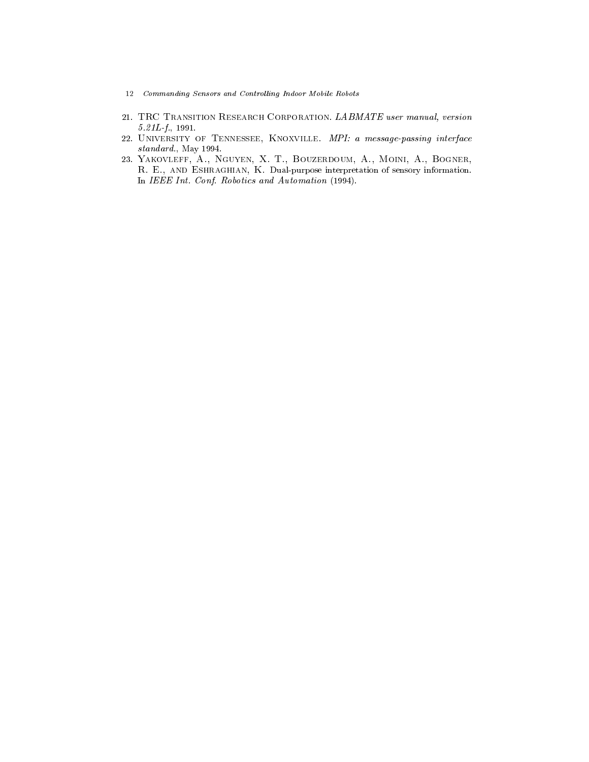21. TRC Transition Research Corporation. *LABMATE user manual, version 5.21L-f.*, 1991.
22. University of Tennessee, Knoxville. *MPI: a message-passing interface standard.*, May 1994.
23. Yakovleff, A., Nguyen, X. T., Bouzerdoum, A., Moini, A., Bogner, R. E., and Eshraghian, K. Dual-purpose interpretation of sensory information. In *IEEE Int. Conf. Robotics and Automation* (1994).